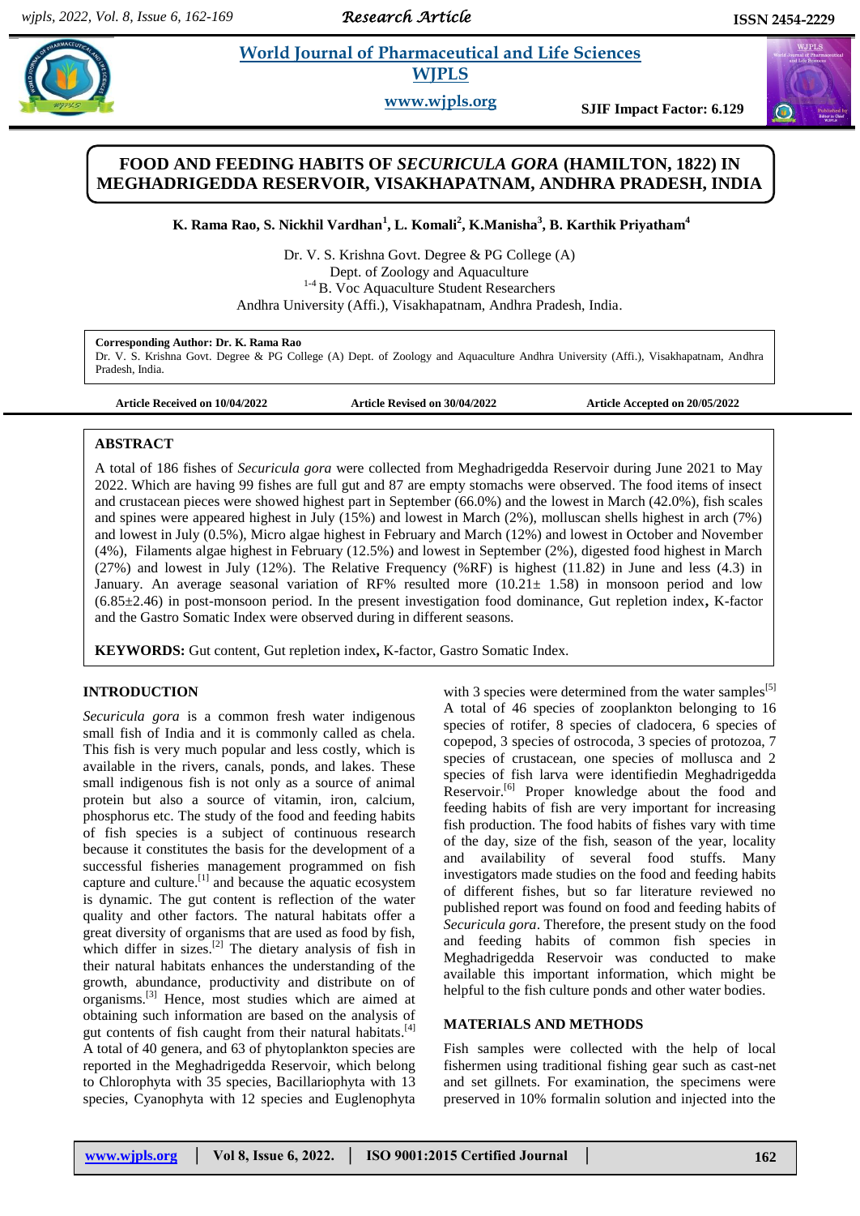# FOOD AND FEEDING HABITS OF *SECURICULA GORA* (HAMILTON, 1822) IN MEGHADRIGEDDA RESERVOIR, VISAKHAPATNAM, ANDHRA PRADESH, INDIA

**K. Rama Rao, S. Nickhil Vardhan[1], L. Komali[2], K.Manisha[3], B. Karthik Priyatham[4]**

Dr. V. S. Krishna Govt. Degree & PG College (A)
Dept. of Zoology and Aquaculture
[1-4] B. Voc Aquaculture Student Researchers
Andhra University (Affi.), Visakhapatnam, Andhra Pradesh, India.

**Corresponding Author: Dr. K. Rama Rao**
Dr. V. S. Krishna Govt. Degree & PG College (A) Dept. of Zoology and Aquaculture Andhra University (Affi.), Visakhapatnam, Andhra Pradesh, India.

**Article Received on 10/04/2022** | **Article Revised on 30/04/2022** | **Article Accepted on 20/05/2022**

## ABSTRACT

A total of 186 fishes of *Securicula gora* were collected from Meghadrigedda Reservoir during June 2021 to May 2022. Which are having 99 fishes are full gut and 87 are empty stomachs were observed. The food items of insect and crustacean pieces were showed highest part in September (66.0%) and the lowest in March (42.0%), fish scales and spines were appeared highest in July (15%) and lowest in March (2%), molluscan shells highest in arch (7%) and lowest in July (0.5%), Micro algae highest in February and March (12%) and lowest in October and November (4%), Filaments algae highest in February (12.5%) and lowest in September (2%), digested food highest in March (27%) and lowest in July (12%). The Relative Frequency (%RF) is highest (11.82) in June and less (4.3) in January. An average seasonal variation of RF% resulted more (10.21± 1.58) in monsoon period and low (6.85±2.46) in post-monsoon period. In the present investigation food dominance, Gut repletion index**,** K-factor and the Gastro Somatic Index were observed during in different seasons.

**KEYWORDS:** Gut content, Gut repletion index**,** K-factor, Gastro Somatic Index.

## INTRODUCTION

*Securicula gora* is a common fresh water indigenous small fish of India and it is commonly called as chela. This fish is very much popular and less costly, which is available in the rivers, canals, ponds, and lakes. These small indigenous fish is not only as a source of animal protein but also a source of vitamin, iron, calcium, phosphorus etc. The study of the food and feeding habits of fish species is a subject of continuous research because it constitutes the basis for the development of a successful fisheries management programmed on fish capture and culture.[1] and because the aquatic ecosystem is dynamic. The gut content is reflection of the water quality and other factors. The natural habitats offer a great diversity of organisms that are used as food by fish, which differ in sizes.[2] The dietary analysis of fish in their natural habitats enhances the understanding of the growth, abundance, productivity and distribute on of organisms.[3] Hence, most studies which are aimed at obtaining such information are based on the analysis of gut contents of fish caught from their natural habitats.[4] A total of 40 genera, and 63 of phytoplankton species are reported in the Meghadrigedda Reservoir, which belong to Chlorophyta with 35 species, Bacillariophyta with 13 species, Cyanophyta with 12 species and Euglenophyta with 3 species were determined from the water samples[5] A total of 46 species of zooplankton belonging to 16 species of rotifer, 8 species of cladocera, 6 species of copepod, 3 species of ostrocoda, 3 species of protozoa, 7 species of crustacean, one species of mollusca and 2 species of fish larva were identifiedin Meghadrigedda Reservoir.[6] Proper knowledge about the food and feeding habits of fish are very important for increasing fish production. The food habits of fishes vary with time of the day, size of the fish, season of the year, locality and availability of several food stuffs. Many investigators made studies on the food and feeding habits of different fishes, but so far literature reviewed no published report was found on food and feeding habits of *Securicula gora*. Therefore, the present study on the food and feeding habits of common fish species in Meghadrigedda Reservoir was conducted to make available this important information, which might be helpful to the fish culture ponds and other water bodies.

## MATERIALS AND METHODS

Fish samples were collected with the help of local fishermen using traditional fishing gear such as cast-net and set gillnets. For examination, the specimens were preserved in 10% formalin solution and injected into the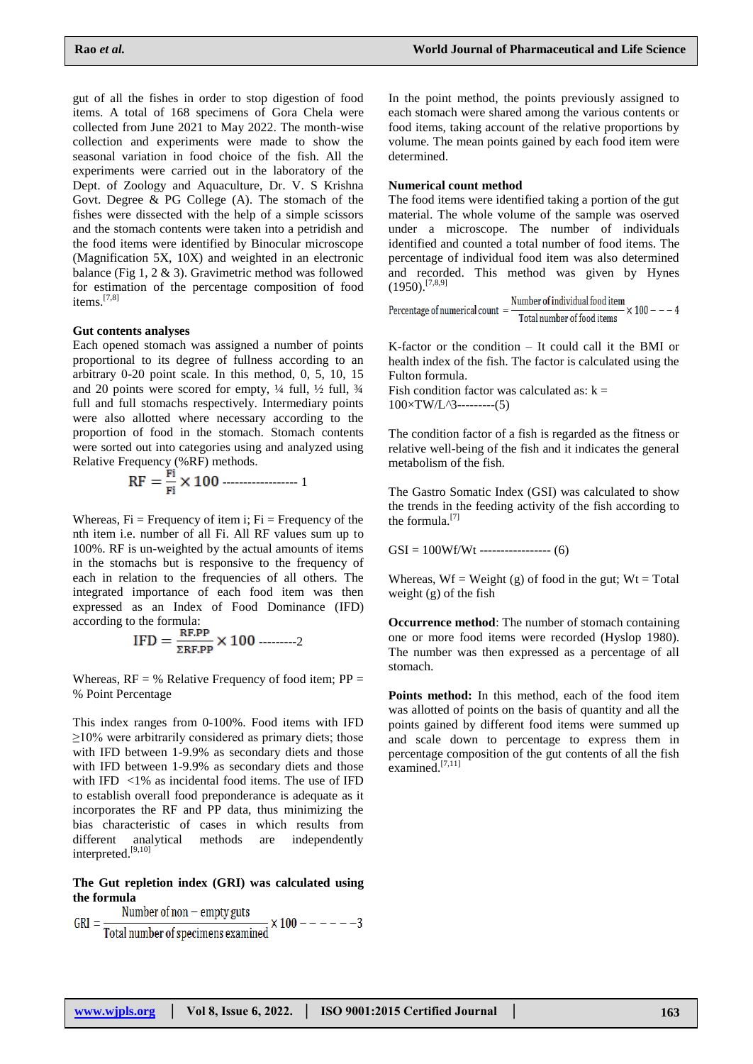gut of all the fishes in order to stop digestion of food items. A total of 168 specimens of Gora Chela were collected from June 2021 to May 2022. The month-wise collection and experiments were made to show the seasonal variation in food choice of the fish. All the experiments were carried out in the laboratory of the Dept. of Zoology and Aquaculture, Dr. V. S Krishna Govt. Degree & PG College (A). The stomach of the fishes were dissected with the help of a simple scissors and the stomach contents were taken into a petridish and the food items were identified by Binocular microscope (Magnification 5X, 10X) and weighted in an electronic balance (Fig 1, 2 & 3). Gravimetric method was followed for estimation of the percentage composition of food items.[7,8]

**Gut contents analyses**

Each opened stomach was assigned a number of points proportional to its degree of fullness according to an arbitrary 0-20 point scale. In this method, 0, 5, 10, 15 and 20 points were scored for empty, ¼ full, ½ full, ¾ full and full stomachs respectively. Intermediary points were also allotted where necessary according to the proportion of food in the stomach. Stomach contents were sorted out into categories using and analyzed using Relative Frequency (%RF) methods.

$$RF = \frac{Fi}{Fi} \times 100 \text{ ----------------- } 1$$

Whereas, Fi = Frequency of item i; Fi = Frequency of the nth item i.e. number of all Fi. All RF values sum up to 100%. RF is un-weighted by the actual amounts of items in the stomachs but is responsive to the frequency of each in relation to the frequencies of all others. The integrated importance of each food item was then expressed as an Index of Food Dominance (IFD) according to the formula:

$$IFD = \frac{RF.PP}{\Sigma RF.PP} \times 100 \text{ ---------}2$$

Whereas, RF = % Relative Frequency of food item; PP = % Point Percentage

This index ranges from 0-100%. Food items with IFD ≥10% were arbitrarily considered as primary diets; those with IFD between 1-9.9% as secondary diets and those with IFD between 1-9.9% as secondary diets and those with IFD <1% as incidental food items. The use of IFD to establish overall food preponderance is adequate as it incorporates the RF and PP data, thus minimizing the bias characteristic of cases in which results from different analytical methods are independently interpreted.[9,10]

**The Gut repletion index (GRI) was calculated using the formula**

$$GRI = \frac{\text{Number of non} - \text{empty guts}}{\text{Total number of specimens examined}} \times 100 \text{ ------}3$$

In the point method, the points previously assigned to each stomach were shared among the various contents or food items, taking account of the relative proportions by volume. The mean points gained by each food item were determined.

**Numerical count method**

The food items were identified taking a portion of the gut material. The whole volume of the sample was oserved under a microscope. The number of individuals identified and counted a total number of food items. The percentage of individual food item was also determined and recorded. This method was given by Hynes (1950).[7,8,9]

$$\text{Percentage of numerical count} = \frac{\text{Number of individual food item}}{\text{Total number of food items}} \times 100 \text{ ---}4$$

K-factor or the condition – It could call it the BMI or health index of the fish. The factor is calculated using the Fulton formula.
Fish condition factor was calculated as: k = 100×TW/L^3---------(5)

The condition factor of a fish is regarded as the fitness or relative well-being of the fish and it indicates the general metabolism of the fish.

The Gastro Somatic Index (GSI) was calculated to show the trends in the feeding activity of the fish according to the formula.[7]

GSI = 100Wf/Wt ----------------- (6)

Whereas, Wf = Weight (g) of food in the gut; Wt = Total weight (g) of the fish

**Occurrence method**: The number of stomach containing one or more food items were recorded (Hyslop 1980). The number was then expressed as a percentage of all stomach.

**Points method:** In this method, each of the food item was allotted of points on the basis of quantity and all the points gained by different food items were summed up and scale down to percentage to express them in percentage composition of the gut contents of all the fish examined.[7,11]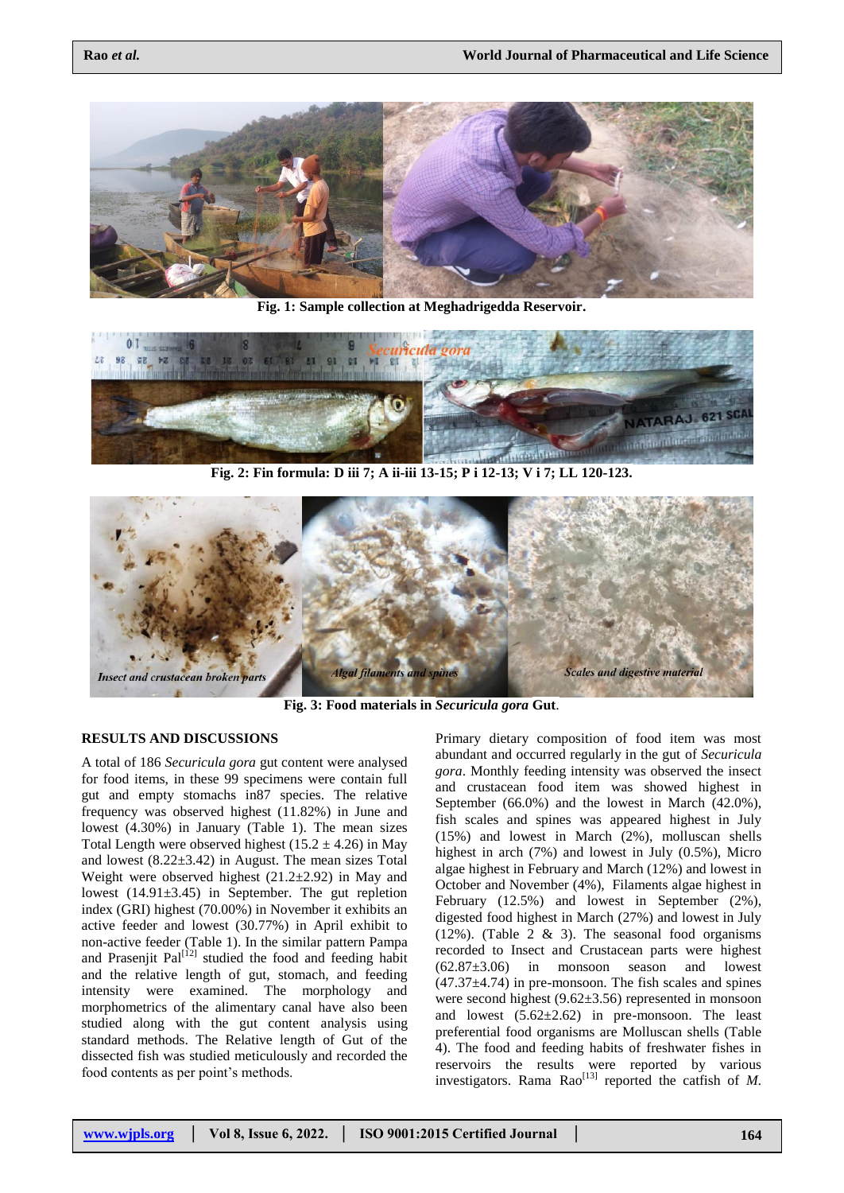Fig. 1: Sample collection at Meghadrigedda Reservoir.

Fig. 2: Fin formula: D iii 7; A ii-iii 13-15; P i 12-13; V i 7; LL 120-123.

Fig. 3: Food materials in *Securicula gora* Gut.

## RESULTS AND DISCUSSIONS

A total of 186 *Securicula gora* gut content were analysed for food items, in these 99 specimens were contain full gut and empty stomachs in87 species. The relative frequency was observed highest (11.82%) in June and lowest (4.30%) in January (Table 1). The mean sizes Total Length were observed highest (15.2 ± 4.26) in May and lowest (8.22±3.42) in August. The mean sizes Total Weight were observed highest (21.2±2.92) in May and lowest (14.91±3.45) in September. The gut repletion index (GRI) highest (70.00%) in November it exhibits an active feeder and lowest (30.77%) in April exhibit to non-active feeder (Table 1). In the similar pattern Pampa and Prasenjit Pal[12] studied the food and feeding habit and the relative length of gut, stomach, and feeding intensity were examined. The morphology and morphometrics of the alimentary canal have also been studied along with the gut content analysis using standard methods. The Relative length of Gut of the dissected fish was studied meticulously and recorded the food contents as per point's methods.

Primary dietary composition of food item was most abundant and occurred regularly in the gut of *Securicula gora*. Monthly feeding intensity was observed the insect and crustacean food item was showed highest in September (66.0%) and the lowest in March (42.0%), fish scales and spines was appeared highest in July (15%) and lowest in March (2%), molluscan shells highest in arch (7%) and lowest in July (0.5%), Micro algae highest in February and March (12%) and lowest in October and November (4%), Filaments algae highest in February (12.5%) and lowest in September (2%), digested food highest in March (27%) and lowest in July (12%). (Table 2 & 3). The seasonal food organisms recorded to Insect and Crustacean parts were highest (62.87±3.06) in monsoon season and lowest (47.37±4.74) in pre-monsoon. The fish scales and spines were second highest (9.62±3.56) represented in monsoon and lowest (5.62±2.62) in pre-monsoon. The least preferential food organisms are Molluscan shells (Table 4). The food and feeding habits of freshwater fishes in reservoirs the results were reported by various investigators. Rama Rao[13] reported the catfish of *M.*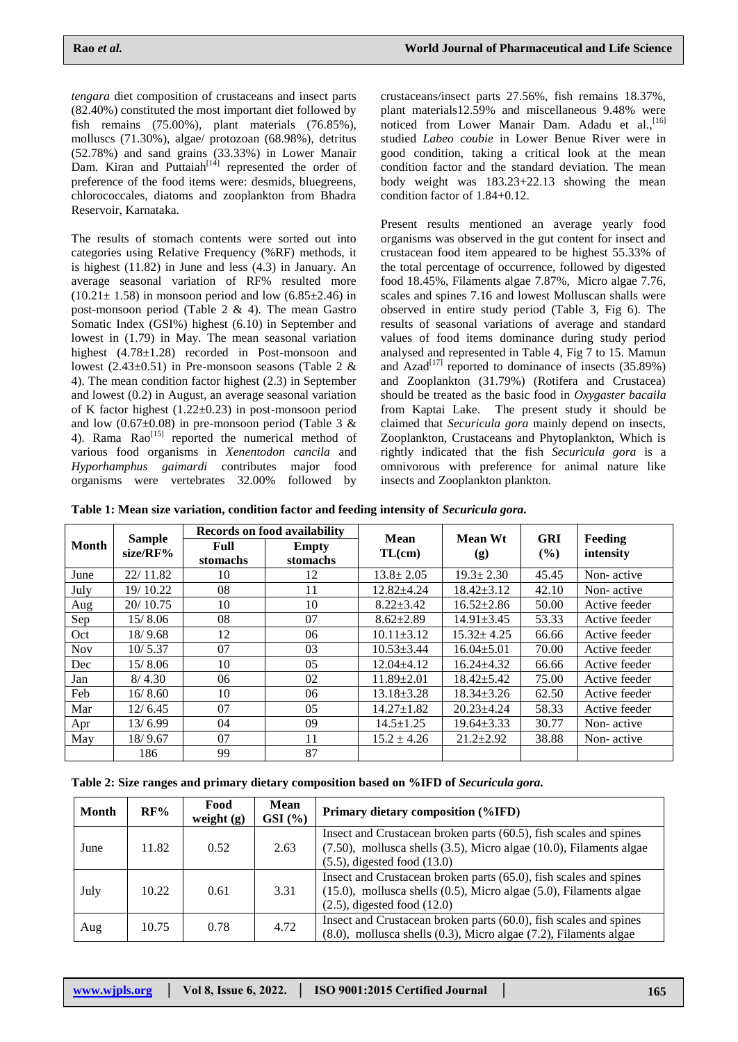*tengara* diet composition of crustaceans and insect parts (82.40%) constituted the most important diet followed by fish remains (75.00%), plant materials (76.85%), molluscs (71.30%), algae/ protozoan (68.98%), detritus (52.78%) and sand grains (33.33%) in Lower Manair Dam. Kiran and Puttaiah[14] represented the order of preference of the food items were: desmids, bluegreens, chlorococcales, diatoms and zooplankton from Bhadra Reservoir, Karnataka.

The results of stomach contents were sorted out into categories using Relative Frequency (%RF) methods, it is highest (11.82) in June and less (4.3) in January. An average seasonal variation of RF% resulted more (10.21± 1.58) in monsoon period and low (6.85±2.46) in post-monsoon period (Table 2 & 4). The mean Gastro Somatic Index (GSI%) highest (6.10) in September and lowest in (1.79) in May. The mean seasonal variation highest (4.78±1.28) recorded in Post-monsoon and lowest (2.43±0.51) in Pre-monsoon seasons (Table 2 & 4). The mean condition factor highest (2.3) in September and lowest (0.2) in August, an average seasonal variation of K factor highest (1.22±0.23) in post-monsoon period and low (0.67±0.08) in pre-monsoon period (Table 3 & 4). Rama Rao[15] reported the numerical method of various food organisms in *Xenentodon cancila* and *Hyporhamphus gaimardi* contributes major food organisms were vertebrates 32.00% followed by crustaceans/insect parts 27.56%, fish remains 18.37%, plant materials12.59% and miscellaneous 9.48% were noticed from Lower Manair Dam. Adadu et al.,[16] studied *Labeo coubie* in Lower Benue River were in good condition, taking a critical look at the mean condition factor and the standard deviation. The mean body weight was 183.23+22.13 showing the mean condition factor of 1.84+0.12.

Present results mentioned an average yearly food organisms was observed in the gut content for insect and crustacean food item appeared to be highest 55.33% of the total percentage of occurrence, followed by digested food 18.45%, Filaments algae 7.87%, Micro algae 7.76, scales and spines 7.16 and lowest Molluscan shalls were observed in entire study period (Table 3, Fig 6). The results of seasonal variations of average and standard values of food items dominance during study period analysed and represented in Table 4, Fig 7 to 15. Mamun and Azad[17] reported to dominance of insects (35.89%) and Zooplankton (31.79%) (Rotifera and Crustacea) should be treated as the basic food in *Oxygaster bacaila* from Kaptai Lake. The present study it should be claimed that *Securicula gora* mainly depend on insects, Zooplankton, Crustaceans and Phytoplankton, Which is rightly indicated that the fish *Securicula gora* is a omnivorous with preference for animal nature like insects and Zooplankton plankton.

**Table 1: Mean size variation, condition factor and feeding intensity of *Securicula gora.***

| Month | Sample size/RF% | Records on food availability | | Mean TL(cm) | Mean Wt (g) | GRI (%) | Feeding intensity |
|---|---|---|---|---|---|---|---|
| | | Full stomachs | Empty stomachs | | | | |
| June | 22/ 11.82 | 10 | 12 | 13.8± 2.05 | 19.3± 2.30 | 45.45 | Non- active |
| July | 19/ 10.22 | 08 | 11 | 12.82±4.24 | 18.42±3.12 | 42.10 | Non- active |
| Aug | 20/ 10.75 | 10 | 10 | 8.22±3.42 | 16.52±2.86 | 50.00 | Active feeder |
| Sep | 15/ 8.06 | 08 | 07 | 8.62±2.89 | 14.91±3.45 | 53.33 | Active feeder |
| Oct | 18/ 9.68 | 12 | 06 | 10.11±3.12 | 15.32± 4.25 | 66.66 | Active feeder |
| Nov | 10/ 5.37 | 07 | 03 | 10.53±3.44 | 16.04±5.01 | 70.00 | Active feeder |
| Dec | 15/ 8.06 | 10 | 05 | 12.04±4.12 | 16.24±4.32 | 66.66 | Active feeder |
| Jan | 8/ 4.30 | 06 | 02 | 11.89±2.01 | 18.42±5.42 | 75.00 | Active feeder |
| Feb | 16/ 8.60 | 10 | 06 | 13.18±3.28 | 18.34±3.26 | 62.50 | Active feeder |
| Mar | 12/ 6.45 | 07 | 05 | 14.27±1.82 | 20.23±4.24 | 58.33 | Active feeder |
| Apr | 13/ 6.99 | 04 | 09 | 14.5±1.25 | 19.64±3.33 | 30.77 | Non- active |
| May | 18/ 9.67 | 07 | 11 | 15.2 ± 4.26 | 21.2±2.92 | 38.88 | Non- active |
| | 186 | 99 | 87 | | | | |

**Table 2: Size ranges and primary dietary composition based on %IFD of *Securicula gora.***

| Month | RF% | Food weight (g) | Mean GSI (%) | Primary dietary composition (%IFD) |
|---|---|---|---|---|
| June | 11.82 | 0.52 | 2.63 | Insect and Crustacean broken parts (60.5), fish scales and spines (7.50), mollusca shells (3.5), Micro algae (10.0), Filaments algae (5.5), digested food (13.0) |
| July | 10.22 | 0.61 | 3.31 | Insect and Crustacean broken parts (65.0), fish scales and spines (15.0), mollusca shells (0.5), Micro algae (5.0), Filaments algae (2.5), digested food (12.0) |
| Aug | 10.75 | 0.78 | 4.72 | Insect and Crustacean broken parts (60.0), fish scales and spines (8.0), mollusca shells (0.3), Micro algae (7.2), Filaments algae |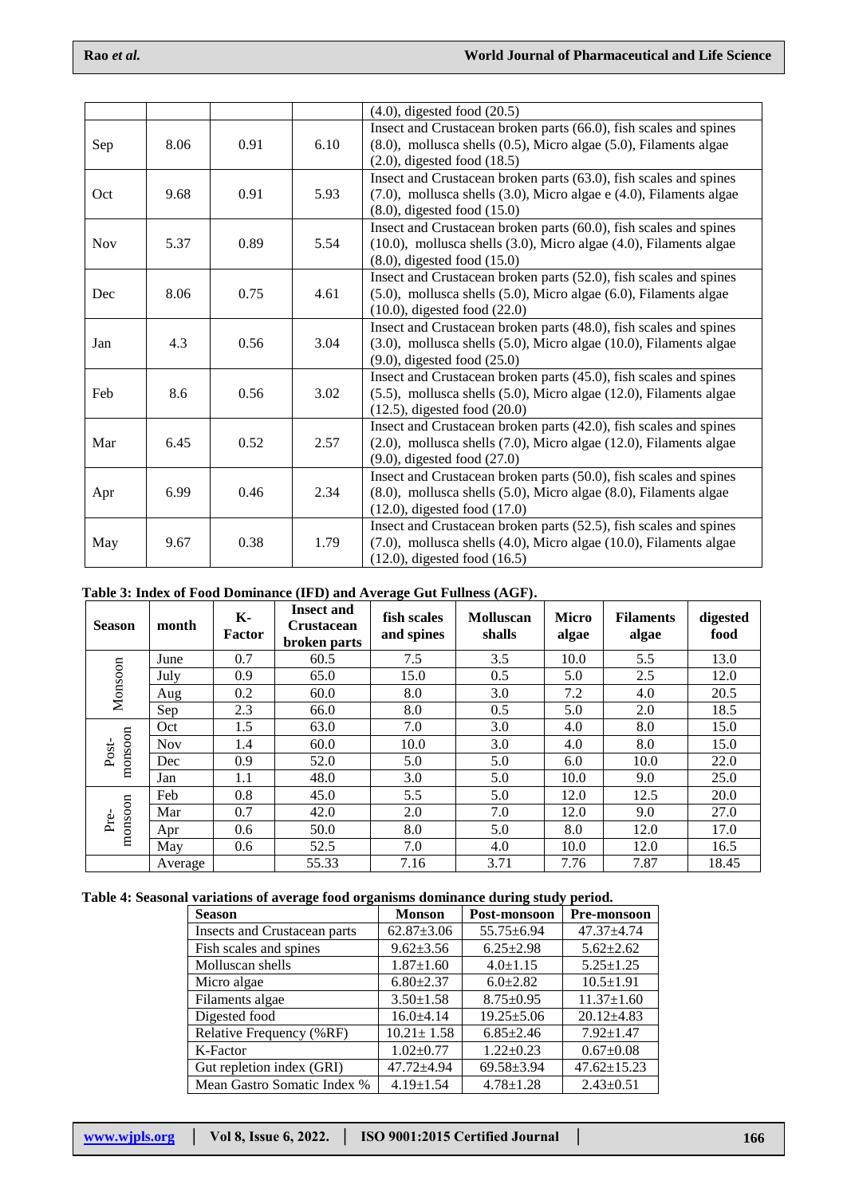|  |  |  |  | (4.0), digested food (20.5) |
|---|---|---|---|---|
| Sep | 8.06 | 0.91 | 6.10 | Insect and Crustacean broken parts (66.0), fish scales and spines (8.0), mollusca shells (0.5), Micro algae (5.0), Filaments algae (2.0), digested food (18.5) |
| Oct | 9.68 | 0.91 | 5.93 | Insect and Crustacean broken parts (63.0), fish scales and spines (7.0), mollusca shells (3.0), Micro algae e (4.0), Filaments algae (8.0), digested food (15.0) |
| Nov | 5.37 | 0.89 | 5.54 | Insect and Crustacean broken parts (60.0), fish scales and spines (10.0), mollusca shells (3.0), Micro algae (4.0), Filaments algae (8.0), digested food (15.0) |
| Dec | 8.06 | 0.75 | 4.61 | Insect and Crustacean broken parts (52.0), fish scales and spines (5.0), mollusca shells (5.0), Micro algae (6.0), Filaments algae (10.0), digested food (22.0) |
| Jan | 4.3 | 0.56 | 3.04 | Insect and Crustacean broken parts (48.0), fish scales and spines (3.0), mollusca shells (5.0), Micro algae (10.0), Filaments algae (9.0), digested food (25.0) |
| Feb | 8.6 | 0.56 | 3.02 | Insect and Crustacean broken parts (45.0), fish scales and spines (5.5), mollusca shells (5.0), Micro algae (12.0), Filaments algae (12.5), digested food (20.0) |
| Mar | 6.45 | 0.52 | 2.57 | Insect and Crustacean broken parts (42.0), fish scales and spines (2.0), mollusca shells (7.0), Micro algae (12.0), Filaments algae (9.0), digested food (27.0) |
| Apr | 6.99 | 0.46 | 2.34 | Insect and Crustacean broken parts (50.0), fish scales and spines (8.0), mollusca shells (5.0), Micro algae (8.0), Filaments algae (12.0), digested food (17.0) |
| May | 9.67 | 0.38 | 1.79 | Insect and Crustacean broken parts (52.5), fish scales and spines (7.0), mollusca shells (4.0), Micro algae (10.0), Filaments algae (12.0), digested food (16.5) |

**Table 3: Index of Food Dominance (IFD) and Average Gut Fullness (AGF).**

| Season | month | K-Factor | Insect and Crustacean broken parts | fish scales and spines | Molluscan shalls | Micro algae | Filaments algae | digested food |
|---|---|---|---|---|---|---|---|---|
| Monsoon | June | 0.7 | 60.5 | 7.5 | 3.5 | 10.0 | 5.5 | 13.0 |
|  | July | 0.9 | 65.0 | 15.0 | 0.5 | 5.0 | 2.5 | 12.0 |
|  | Aug | 0.2 | 60.0 | 8.0 | 3.0 | 7.2 | 4.0 | 20.5 |
|  | Sep | 2.3 | 66.0 | 8.0 | 0.5 | 5.0 | 2.0 | 18.5 |
| Post-monsoon | Oct | 1.5 | 63.0 | 7.0 | 3.0 | 4.0 | 8.0 | 15.0 |
|  | Nov | 1.4 | 60.0 | 10.0 | 3.0 | 4.0 | 8.0 | 15.0 |
|  | Dec | 0.9 | 52.0 | 5.0 | 5.0 | 6.0 | 10.0 | 22.0 |
|  | Jan | 1.1 | 48.0 | 3.0 | 5.0 | 10.0 | 9.0 | 25.0 |
| Pre-monsoon | Feb | 0.8 | 45.0 | 5.5 | 5.0 | 12.0 | 12.5 | 20.0 |
|  | Mar | 0.7 | 42.0 | 2.0 | 7.0 | 12.0 | 9.0 | 27.0 |
|  | Apr | 0.6 | 50.0 | 8.0 | 5.0 | 8.0 | 12.0 | 17.0 |
|  | May | 0.6 | 52.5 | 7.0 | 4.0 | 10.0 | 12.0 | 16.5 |
|  | Average |  | 55.33 | 7.16 | 3.71 | 7.76 | 7.87 | 18.45 |

**Table 4: Seasonal variations of average food organisms dominance during study period.**

| Season | Monson | Post-monsoon | Pre-monsoon |
|---|---|---|---|
| Insects and Crustacean parts | 62.87±3.06 | 55.75±6.94 | 47.37±4.74 |
| Fish scales and spines | 9.62±3.56 | 6.25±2.98 | 5.62±2.62 |
| Molluscan shells | 1.87±1.60 | 4.0±1.15 | 5.25±1.25 |
| Micro algae | 6.80±2.37 | 6.0±2.82 | 10.5±1.91 |
| Filaments algae | 3.50±1.58 | 8.75±0.95 | 11.37±1.60 |
| Digested food | 16.0±4.14 | 19.25±5.06 | 20.12±4.83 |
| Relative Frequency (%RF) | 10.21± 1.58 | 6.85±2.46 | 7.92±1.47 |
| K-Factor | 1.02±0.77 | 1.22±0.23 | 0.67±0.08 |
| Gut repletion index (GRI) | 47.72±4.94 | 69.58±3.94 | 47.62±15.23 |
| Mean Gastro Somatic Index % | 4.19±1.54 | 4.78±1.28 | 2.43±0.51 |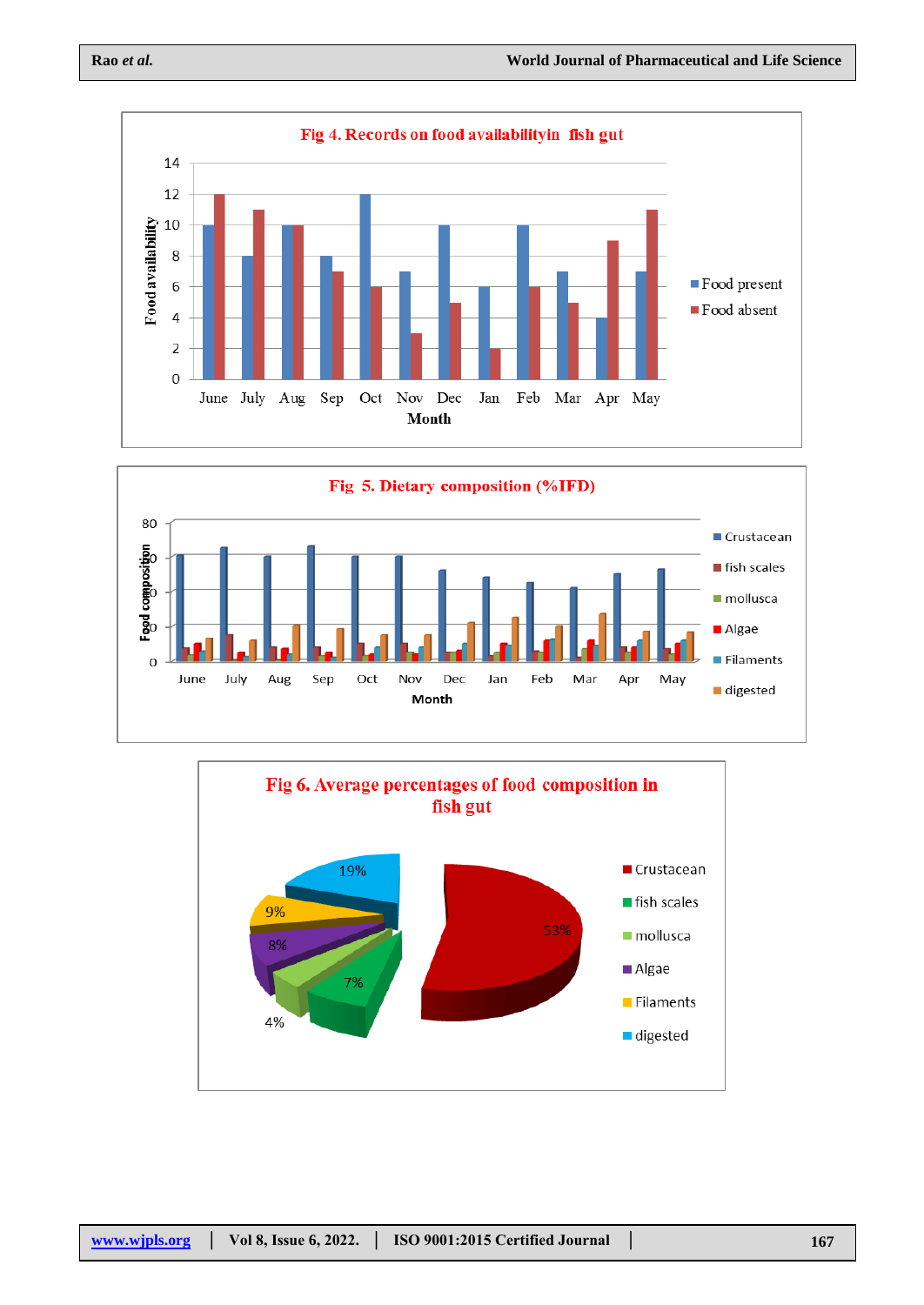Fig 4. Records on food availabilityin fish gut

Fig 5. Dietary composition (%IFD)

Fig 6. Average percentages of food composition in fish gut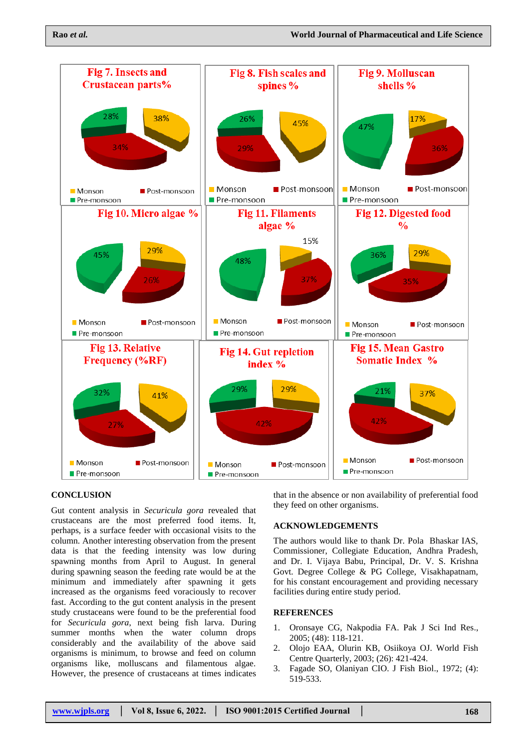Fig 7. Insects and Crustacean parts%

Monson 38%, Post-monsoon 34%, Pre-monsoon 28%

Fig 8. Fish scales and spines %

Monson 45%, Post-monsoon 29%, Pre-monsoon 26%

Fig 9. Molluscan shells %

Monson 17%, Post-monsoon 36%, Pre-monsoon 47%

Fig 10. Micro algae %

Monson 29%, Post-monsoon 26%, Pre-monsoon 45%

Fig 11. Filaments algae %

Monson 15%, Post-monsoon 37%, Pre-monsoon 48%

Fig 12. Digested food %

Monson 29%, Post-monsoon 35%, Pre-monsoon 36%

Fig 13. Relative Frequency (%RF)

Monson 41%, Post-monsoon 27%, Pre-monsoon 32%

Fig 14. Gut repletion index %

Monson 29%, Post-monsoon 42%, Pre-monsoon 29%

Fig 15. Mean Gastro Somatic Index %

Monson 37%, Post-monsoon 42%, Pre-monsoon 21%

## CONCLUSION

Gut content analysis in *Securicula gora* revealed that crustaceans are the most preferred food items. It, perhaps, is a surface feeder with occasional visits to the column. Another interesting observation from the present data is that the feeding intensity was low during spawning months from April to August. In general during spawning season the feeding rate would be at the minimum and immediately after spawning it gets increased as the organisms feed voraciously to recover fast. According to the gut content analysis in the present study crustaceans were found to be the preferential food for *Securicula gora*, next being fish larva. During summer months when the water column drops considerably and the availability of the above said organisms is minimum, to browse and feed on column organisms like, molluscans and filamentous algae. However, the presence of crustaceans at times indicates that in the absence or non availability of preferential food they feed on other organisms.

## ACKNOWLEDGEMENTS

The authors would like to thank Dr. Pola Bhaskar IAS, Commissioner, Collegiate Education, Andhra Pradesh, and Dr. I. Vijaya Babu, Principal, Dr. V. S. Krishna Govt. Degree College & PG College, Visakhapatnam, for his constant encouragement and providing necessary facilities during entire study period.

## REFERENCES

1. Oronsaye CG, Nakpodia FA. Pak J Sci Ind Res., 2005; (48): 118-121.
2. Olojo EAA, Olurin KB, Osiikoya OJ. World Fish Centre Quarterly, 2003; (26): 421-424.
3. Fagade SO, Olaniyan CIO. J Fish Biol., 1972; (4): 519-533.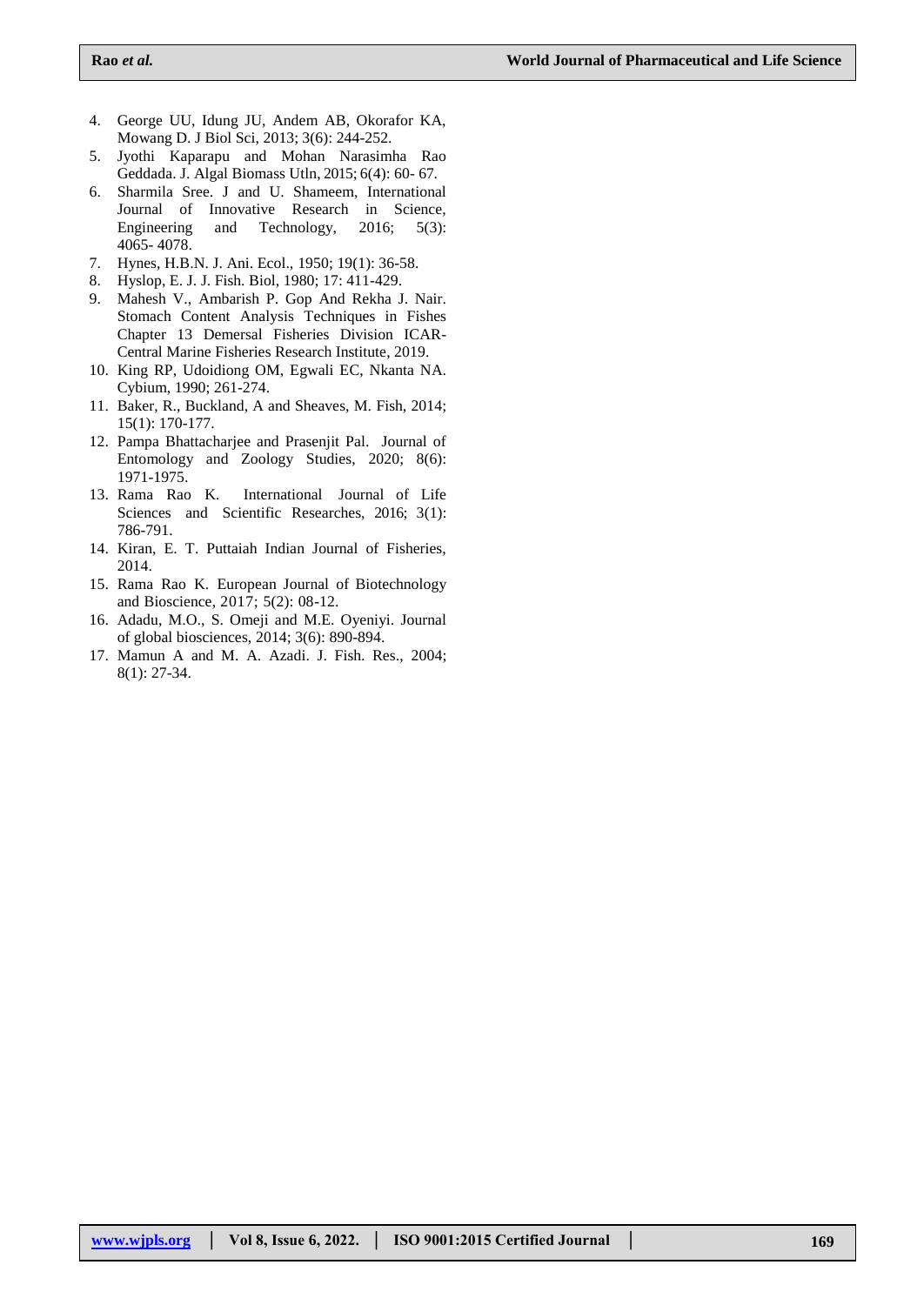4. George UU, Idung JU, Andem AB, Okorafor KA, Mowang D. J Biol Sci, 2013; 3(6): 244-252.
5. Jyothi Kaparapu and Mohan Narasimha Rao Geddada. J. Algal Biomass Utln, 2015; 6(4): 60- 67.
6. Sharmila Sree. J and U. Shameem, International Journal of Innovative Research in Science, Engineering and Technology, 2016; 5(3): 4065- 4078.
7. Hynes, H.B.N. J. Ani. Ecol., 1950; 19(1): 36-58.
8. Hyslop, E. J. J. Fish. Biol, 1980; 17: 411-429.
9. Mahesh V., Ambarish P. Gop And Rekha J. Nair. Stomach Content Analysis Techniques in Fishes Chapter 13 Demersal Fisheries Division ICAR-Central Marine Fisheries Research Institute, 2019.
10. King RP, Udoidiong OM, Egwali EC, Nkanta NA. Cybium, 1990; 261-274.
11. Baker, R., Buckland, A and Sheaves, M. Fish, 2014; 15(1): 170-177.
12. Pampa Bhattacharjee and Prasenjit Pal. Journal of Entomology and Zoology Studies, 2020; 8(6): 1971-1975.
13. Rama Rao K. International Journal of Life Sciences and Scientific Researches, 2016; 3(1): 786-791.
14. Kiran, E. T. Puttaiah Indian Journal of Fisheries, 2014.
15. Rama Rao K. European Journal of Biotechnology and Bioscience, 2017; 5(2): 08-12.
16. Adadu, M.O., S. Omeji and M.E. Oyeniyi. Journal of global biosciences, 2014; 3(6): 890-894.
17. Mamun A and M. A. Azadi. J. Fish. Res., 2004; 8(1): 27-34.